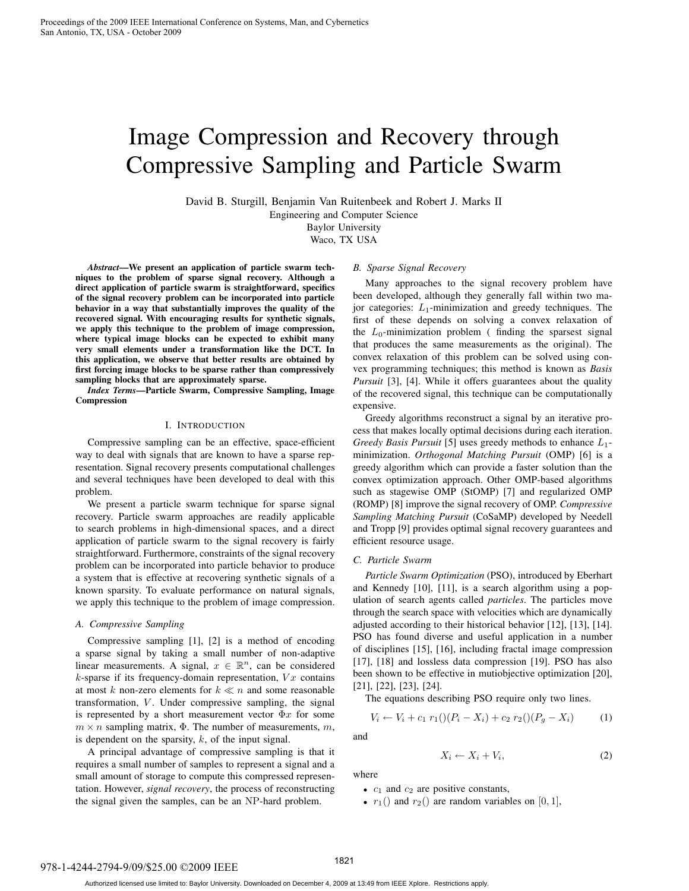# Image Compression and Recovery through Compressive Sampling and Particle Swarm

David B. Sturgill, Benjamin Van Ruitenbeek and Robert J. Marks II
Engineering and Computer Science
Baylor University
Waco, TX USA

***Abstract*—We present an application of particle swarm techniques to the problem of sparse signal recovery. Although a direct application of particle swarm is straightforward, specifics of the signal recovery problem can be incorporated into particle behavior in a way that substantially improves the quality of the recovered signal. With encouraging results for synthetic signals, we apply this technique to the problem of image compression, where typical image blocks can be expected to exhibit many very small elements under a transformation like the DCT. In this application, we observe that better results are obtained by first forcing image blocks to be sparse rather than compressively sampling blocks that are approximately sparse.**

***Index Terms*—Particle Swarm, Compressive Sampling, Image Compression**

## I. Introduction

Compressive sampling can be an effective, space-efficient way to deal with signals that are known to have a sparse representation. Signal recovery presents computational challenges and several techniques have been developed to deal with this problem.

We present a particle swarm technique for sparse signal recovery. Particle swarm approaches are readily applicable to search problems in high-dimensional spaces, and a direct application of particle swarm to the signal recovery is fairly straightforward. Furthermore, constraints of the signal recovery problem can be incorporated into particle behavior to produce a system that is effective at recovering synthetic signals of a known sparsity. To evaluate performance on natural signals, we apply this technique to the problem of image compression.

### A. Compressive Sampling

Compressive sampling [1], [2] is a method of encoding a sparse signal by taking a small number of non-adaptive linear measurements. A signal, $x \in \mathbb{R}^n$, can be considered $k$-sparse if its frequency-domain representation, $Vx$ contains at most $k$ non-zero elements for $k \ll n$ and some reasonable transformation, $V$. Under compressive sampling, the signal is represented by a short measurement vector $\Phi x$ for some $m \times n$ sampling matrix, $\Phi$. The number of measurements, $m$, is dependent on the sparsity, $k$, of the input signal.

A principal advantage of compressive sampling is that it requires a small number of samples to represent a signal and a small amount of storage to compute this compressed representation. However, *signal recovery*, the process of reconstructing the signal given the samples, can be an NP-hard problem.

### B. Sparse Signal Recovery

Many approaches to the signal recovery problem have been developed, although they generally fall within two major categories: $L_1$-minimization and greedy techniques. The first of these depends on solving a convex relaxation of the $L_0$-minimization problem ( finding the sparsest signal that produces the same measurements as the original). The convex relaxation of this problem can be solved using convex programming techniques; this method is known as *Basis Pursuit* [3], [4]. While it offers guarantees about the quality of the recovered signal, this technique can be computationally expensive.

Greedy algorithms reconstruct a signal by an iterative process that makes locally optimal decisions during each iteration. *Greedy Basis Pursuit* [5] uses greedy methods to enhance $L_1$-minimization. *Orthogonal Matching Pursuit* (OMP) [6] is a greedy algorithm which can provide a faster solution than the convex optimization approach. Other OMP-based algorithms such as stagewise OMP (StOMP) [7] and regularized OMP (ROMP) [8] improve the signal recovery of OMP. *Compressive Sampling Matching Pursuit* (CoSaMP) developed by Needell and Tropp [9] provides optimal signal recovery guarantees and efficient resource usage.

### C. Particle Swarm

*Particle Swarm Optimization* (PSO), introduced by Eberhart and Kennedy [10], [11], is a search algorithm using a population of search agents called *particles*. The particles move through the search space with velocities which are dynamically adjusted according to their historical behavior [12], [13], [14]. PSO has found diverse and useful application in a number of disciplines [15], [16], including fractal image compression [17], [18] and lossless data compression [19]. PSO has also been shown to be effective in mutiobjective optimization [20], [21], [22], [23], [24].

The equations describing PSO require only two lines.

$$V_i \leftarrow V_i + c_1\, r_1()(P_i - X_i) + c_2\, r_2()(P_g - X_i) \tag{1}$$

and

$$X_i \leftarrow X_i + V_i, \tag{2}$$

where

- $c_1$ and $c_2$ are positive constants,
- $r_1()$ and $r_2()$ are random variables on $[0, 1]$,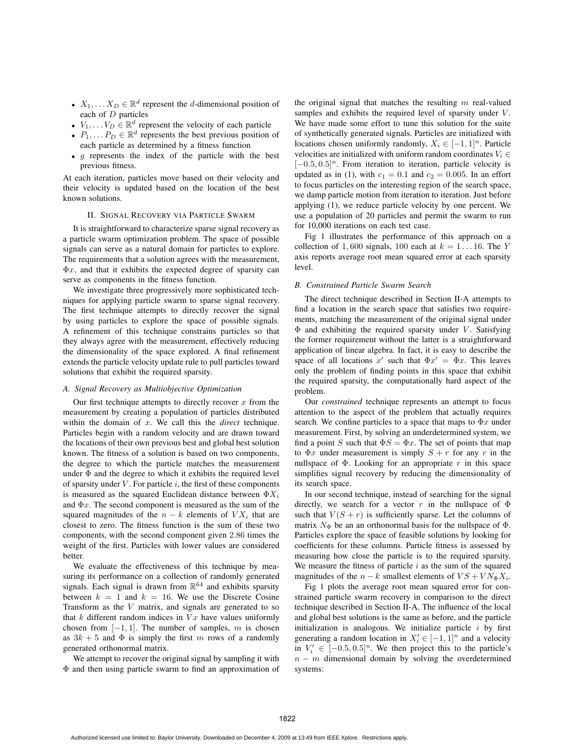- $X_1, \dots X_D \in \mathbb{R}^d$ represent the $d$-dimensional position of each of $D$ particles
- $V_1, \dots V_D \in \mathbb{R}^d$ represent the velocity of each particle
- $P_1, \dots P_D \in \mathbb{R}^d$ represents the best previous position of each particle as determined by a fitness function
- $g$ represents the index of the particle with the best previous fitness.

At each iteration, particles move based on their velocity and their velocity is updated based on the location of the best known solutions.

## II. Signal Recovery via Particle Swarm

It is straightforward to characterize sparse signal recovery as a particle swarm optimization problem. The space of possible signals can serve as a natural domain for particles to explore. The requirements that a solution agrees with the measurement, $\Phi x$, and that it exhibits the expected degree of sparsity can serve as components in the fitness function.

We investigate three progressively more sophisticated techniques for applying particle swarm to sparse signal recovery. The first technique attempts to directly recover the signal by using particles to explore the space of possible signals. A refinement of this technique constrains particles so that they always agree with the measurement, effectively reducing the dimensionality of the space explored. A final refinement extends the particle velocity update rule to pull particles toward solutions that exhibit the required sparsity.

### A. Signal Recovery as Multiobjective Optimization

Our first technique attempts to directly recover $x$ from the measurement by creating a population of particles distributed within the domain of $x$. We call this the *direct* technique. Particles begin with a random velocity and are drawn toward the locations of their own previous best and global best solution known. The fitness of a solution is based on two components, the degree to which the particle matches the measurement under $\Phi$ and the degree to which it exhibits the required level of sparsity under $V$. For particle $i$, the first of these components is measured as the squared Euclidean distance between $\Phi X_i$ and $\Phi x$. The second component is measured as the sum of the squared magnitudes of the $n - k$ elements of $V X_i$ that are closest to zero. The fitness function is the sum of these two components, with the second component given 2.86 times the weight of the first. Particles with lower values are considered better.

We evaluate the effectiveness of this technique by measuring its performance on a collection of randomly generated signals. Each signal is drawn from $\mathbb{R}^{64}$ and exhibits sparsity between $k = 1$ and $k = 16$. We use the Discrete Cosine Transform as the $V$ matrix, and signals are generated to so that $k$ different random indices in $Vx$ have values uniformly chosen from $[-1, 1]$. The number of samples, $m$ is chosen as $3k + 5$ and $\Phi$ is simply the first $m$ rows of a randomly generated orthonormal matrix.

We attempt to recover the original signal by sampling it with $\Phi$ and then using particle swarm to find an approximation of the original signal that matches the resulting $m$ real-valued samples and exhibits the required level of sparsity under $V$. We have made some effort to tune this solution for the suite of synthetically generated signals. Particles are initialized with locations chosen uniformly randomly, $X_i \in [-1, 1]^n$. Particle velocities are initialized with uniform random coordinates $V_i \in [-0.5, 0.5]^n$. From iteration to iteration, particle velocity is updated as in (1), with $c_1 = 0.1$ and $c_2 = 0.005$. In an effort to focus particles on the interesting region of the search space, we damp particle motion from iteration to iteration. Just before applying (1), we reduce particle velocity by one percent. We use a population of 20 particles and permit the swarm to run for 10,000 iterations on each test case.

Fig 1 illustrates the performance of this approach on a collection of 1,600 signals, 100 each at $k = 1 \dots 16$. The $Y$ axis reports average root mean squared error at each sparsity level.

### B. Constrained Particle Swarm Search

The direct technique described in Section II-A attempts to find a location in the search space that satisfies two requirements, matching the measurement of the original signal under $\Phi$ and exhibiting the required sparsity under $V$. Satisfying the former requirement without the latter is a straightforward application of linear algebra. In fact, it is easy to describe the space of all locations $x'$ such that $\Phi x' = \Phi x$. This leaves only the problem of finding points in this space that exhibit the required sparsity, the computationally hard aspect of the problem.

Our *constrained* technique represents an attempt to focus attention to the aspect of the problem that actually requires search. We confine particles to a space that maps to $\Phi x$ under measurement. First, by solving an underdetermined system, we find a point $S$ such that $\Phi S = \Phi x$. The set of points that map to $\Phi x$ under measurement is simply $S + r$ for any $r$ in the nullspace of $\Phi$. Looking for an appropriate $r$ in this space simplifies signal recovery by reducing the dimensionality of its search space.

In our second technique, instead of searching for the signal directly, we search for a vector $r$ in the nullspace of $\Phi$ such that $V(S + r)$ is sufficiently sparse. Let the columns of matrix $N_\Phi$ be an an orthonormal basis for the nullspace of $\Phi$. Particles explore the space of feasible solutions by looking for coefficients for these columns. Particle fitness is assessed by measuring how close the particle is to the required sparsity. We measure the fitness of particle $i$ as the sum of the squared magnitudes of the $n - k$ smallest elements of $VS + VN_\Phi X_i$.

Fig 1 plots the average root mean squared error for constrained particle swarm recovery in comparison to the direct technique described in Section II-A. The influence of the local and global best solutions is the same as before, and the particle initialization is analogous. We initialize particle $i$ by first generating a random location in $X'_i \in [-1, 1]^n$ and a velocity in $V'_i \in [-0.5, 0.5]^n$. We then project this to the particle's $n - m$ dimensional domain by solving the overdetermined systems: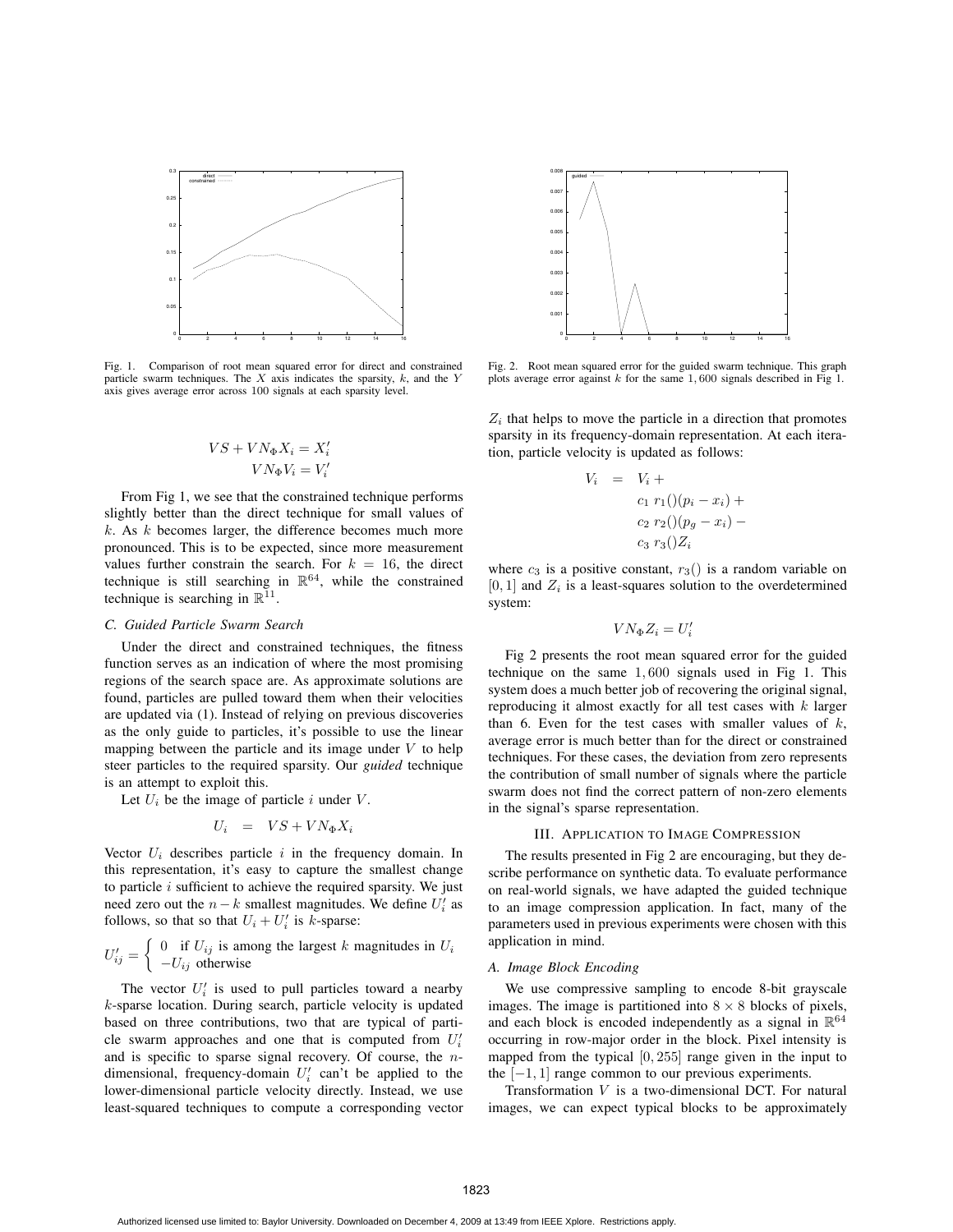Fig. 1. Comparison of root mean squared error for direct and constrained particle swarm techniques. The $X$ axis indicates the sparsity, $k$, and the $Y$ axis gives average error across 100 signals at each sparsity level.

$$
\begin{aligned}
VS + VN_\Phi X_i &= X_i' \\
VN_\Phi V_i &= V_i'
\end{aligned}
$$

From Fig 1, we see that the constrained technique performs slightly better than the direct technique for small values of $k$. As $k$ becomes larger, the difference becomes much more pronounced. This is to be expected, since more measurement values further constrain the search. For $k = 16$, the direct technique is still searching in $\mathbb{R}^{64}$, while the constrained technique is searching in $\mathbb{R}^{11}$.

### *C. Guided Particle Swarm Search*

Under the direct and constrained techniques, the fitness function serves as an indication of where the most promising regions of the search space are. As approximate solutions are found, particles are pulled toward them when their velocities are updated via (1). Instead of relying on previous discoveries as the only guide to particles, it's possible to use the linear mapping between the particle and its image under $V$ to help steer particles to the required sparsity. Our *guided* technique is an attempt to exploit this.

Let $U_i$ be the image of particle $i$ under $V$.

$$
U_i \quad = \quad VS + VN_\Phi X_i
$$

Vector $U_i$ describes particle $i$ in the frequency domain. In this representation, it's easy to capture the smallest change to particle $i$ sufficient to achieve the required sparsity. We just need zero out the $n-k$ smallest magnitudes. We define $U_i'$ as follows, so that so that $U_i + U_i'$ is $k$-sparse:

$$
U_{ij}' = \begin{cases} 0 & \text{if } U_{ij} \text{ is among the largest } k \text{ magnitudes in } U_i \\ -U_{ij} & \text{otherwise} \end{cases}
$$

The vector $U_i'$ is used to pull particles toward a nearby $k$-sparse location. During search, particle velocity is updated based on three contributions, two that are typical of particle swarm approaches and one that is computed from $U_i'$ and is specific to sparse signal recovery. Of course, the $n$-dimensional, frequency-domain $U_i'$ can't be applied to the lower-dimensional particle velocity directly. Instead, we use least-squared techniques to compute a corresponding vector $Z_i$ that helps to move the particle in a direction that promotes sparsity in its frequency-domain representation. At each iteration, particle velocity is updated as follows:

$$
\begin{aligned}
V_i \quad = \quad & V_i + \\
& c_1 \; r_1()(p_i - x_i) + \\
& c_2 \; r_2()(p_g - x_i) - \\
& c_3 \; r_3() Z_i
\end{aligned}
$$

where $c_3$ is a positive constant, $r_3()$ is a random variable on $[0, 1]$ and $Z_i$ is a least-squares solution to the overdetermined system:

$$
VN_\Phi Z_i = U_i'
$$

Fig. 2. Root mean squared error for the guided swarm technique. This graph plots average error against $k$ for the same $1,600$ signals described in Fig 1.

Fig 2 presents the root mean squared error for the guided technique on the same $1,600$ signals used in Fig 1. This system does a much better job of recovering the original signal, reproducing it almost exactly for all test cases with $k$ larger than 6. Even for the test cases with smaller values of $k$, average error is much better than for the direct or constrained techniques. For these cases, the deviation from zero represents the contribution of small number of signals where the particle swarm does not find the correct pattern of non-zero elements in the signal's sparse representation.

## III. Application to Image Compression

The results presented in Fig 2 are encouraging, but they describe performance on synthetic data. To evaluate performance on real-world signals, we have adapted the guided technique to an image compression application. In fact, many of the parameters used in previous experiments were chosen with this application in mind.

### *A. Image Block Encoding*

We use compressive sampling to encode 8-bit grayscale images. The image is partitioned into $8 \times 8$ blocks of pixels, and each block is encoded independently as a signal in $\mathbb{R}^{64}$ occurring in row-major order in the block. Pixel intensity is mapped from the typical $[0, 255]$ range given in the input to the $[-1, 1]$ range common to our previous experiments.

Transformation $V$ is a two-dimensional DCT. For natural images, we can expect typical blocks to be approximately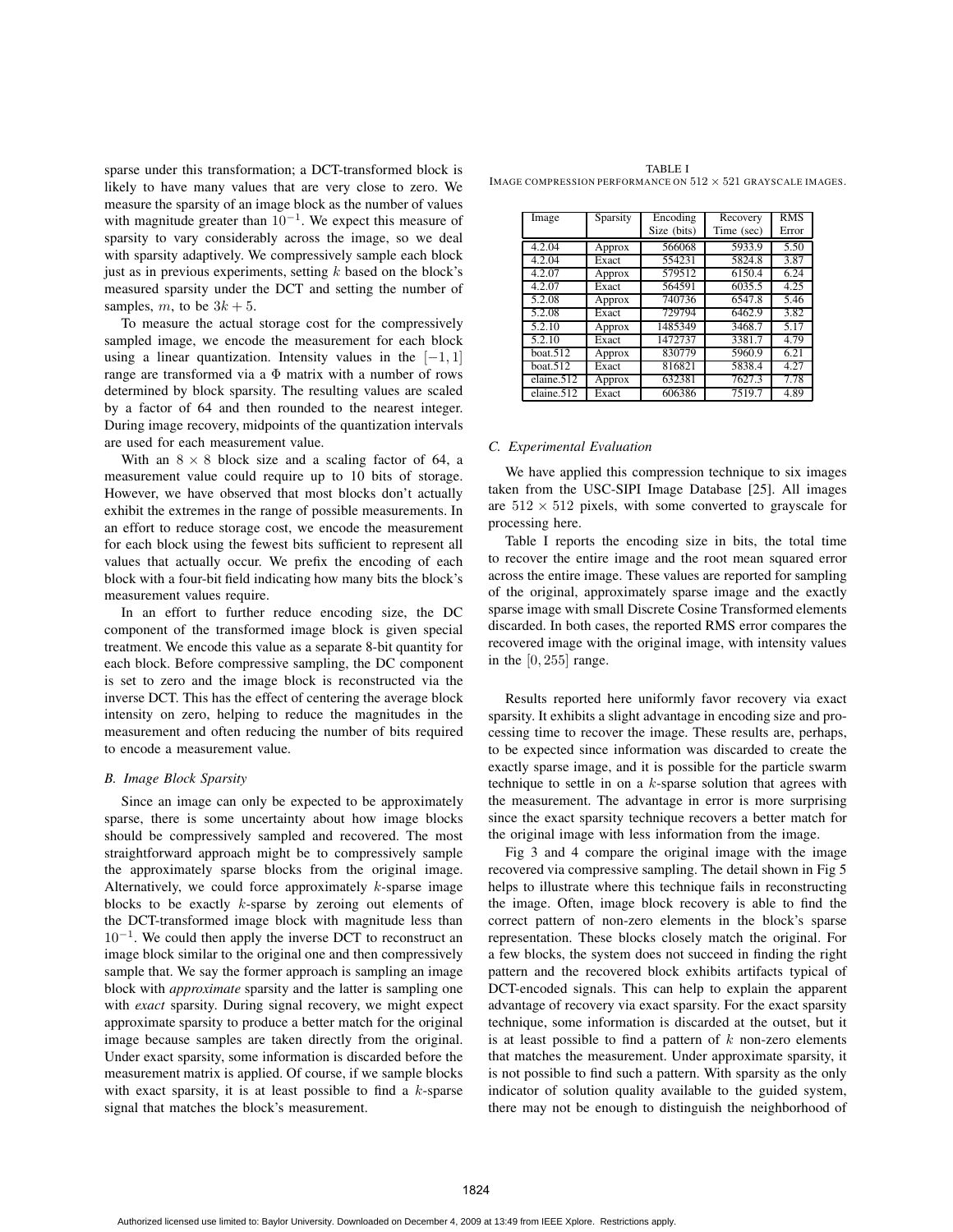sparse under this transformation; a DCT-transformed block is likely to have many values that are very close to zero. We measure the sparsity of an image block as the number of values with magnitude greater than $10^{-1}$. We expect this measure of sparsity to vary considerably across the image, so we deal with sparsity adaptively. We compressively sample each block just as in previous experiments, setting $k$ based on the block's measured sparsity under the DCT and setting the number of samples, $m$, to be $3k + 5$.

To measure the actual storage cost for the compressively sampled image, we encode the measurement for each block using a linear quantization. Intensity values in the $[-1, 1]$ range are transformed via a $\Phi$ matrix with a number of rows determined by block sparsity. The resulting values are scaled by a factor of 64 and then rounded to the nearest integer. During image recovery, midpoints of the quantization intervals are used for each measurement value.

With an $8 \times 8$ block size and a scaling factor of 64, a measurement value could require up to 10 bits of storage. However, we have observed that most blocks don't actually exhibit the extremes in the range of possible measurements. In an effort to reduce storage cost, we encode the measurement for each block using the fewest bits sufficient to represent all values that actually occur. We prefix the encoding of each block with a four-bit field indicating how many bits the block's measurement values require.

In an effort to further reduce encoding size, the DC component of the transformed image block is given special treatment. We encode this value as a separate 8-bit quantity for each block. Before compressive sampling, the DC component is set to zero and the image block is reconstructed via the inverse DCT. This has the effect of centering the average block intensity on zero, helping to reduce the magnitudes in the measurement and often reducing the number of bits required to encode a measurement value.

### B. Image Block Sparsity

Since an image can only be expected to be approximately sparse, there is some uncertainty about how image blocks should be compressively sampled and recovered. The most straightforward approach might be to compressively sample the approximately sparse blocks from the original image. Alternatively, we could force approximately $k$-sparse image blocks to be exactly $k$-sparse by zeroing out elements of the DCT-transformed image block with magnitude less than $10^{-1}$. We could then apply the inverse DCT to reconstruct an image block similar to the original one and then compressively sample that. We say the former approach is sampling an image block with *approximate* sparsity and the latter is sampling one with *exact* sparsity. During signal recovery, we might expect approximate sparsity to produce a better match for the original image because samples are taken directly from the original. Under exact sparsity, some information is discarded before the measurement matrix is applied. Of course, if we sample blocks with exact sparsity, it is at least possible to find a $k$-sparse signal that matches the block's measurement.

TABLE I
IMAGE COMPRESSION PERFORMANCE ON $512 \times 521$ GRAYSCALE IMAGES.

| Image | Sparsity | Encoding Size (bits) | Recovery Time (sec) | RMS Error |
|---|---|---|---|---|
| 4.2.04 | Approx | 566068 | 5933.9 | 5.50 |
| 4.2.04 | Exact | 554231 | 5824.8 | 3.87 |
| 4.2.07 | Approx | 579512 | 6150.4 | 6.24 |
| 4.2.07 | Exact | 564591 | 6035.5 | 4.25 |
| 5.2.08 | Approx | 740736 | 6547.8 | 5.46 |
| 5.2.08 | Exact | 729794 | 6462.9 | 3.82 |
| 5.2.10 | Approx | 1485349 | 3468.7 | 5.17 |
| 5.2.10 | Exact | 1472737 | 3381.7 | 4.79 |
| boat.512 | Approx | 830779 | 5960.9 | 6.21 |
| boat.512 | Exact | 816821 | 5838.4 | 4.27 |
| elaine.512 | Approx | 632381 | 7627.3 | 7.78 |
| elaine.512 | Exact | 606386 | 7519.7 | 4.89 |

### C. Experimental Evaluation

We have applied this compression technique to six images taken from the USC-SIPI Image Database [25]. All images are $512 \times 512$ pixels, with some converted to grayscale for processing here.

Table I reports the encoding size in bits, the total time to recover the entire image and the root mean squared error across the entire image. These values are reported for sampling of the original, approximately sparse image and the exactly sparse image with small Discrete Cosine Transformed elements discarded. In both cases, the reported RMS error compares the recovered image with the original image, with intensity values in the $[0, 255]$ range.

Results reported here uniformly favor recovery via exact sparsity. It exhibits a slight advantage in encoding size and processing time to recover the image. These results are, perhaps, to be expected since information was discarded to create the exactly sparse image, and it is possible for the particle swarm technique to settle in on a $k$-sparse solution that agrees with the measurement. The advantage in error is more surprising since the exact sparsity technique recovers a better match for the original image with less information from the image.

Fig 3 and 4 compare the original image with the image recovered via compressive sampling. The detail shown in Fig 5 helps to illustrate where this technique fails in reconstructing the image. Often, image block recovery is able to find the correct pattern of non-zero elements in the block's sparse representation. These blocks closely match the original. For a few blocks, the system does not succeed in finding the right pattern and the recovered block exhibits artifacts typical of DCT-encoded signals. This can help to explain the apparent advantage of recovery via exact sparsity. For the exact sparsity technique, some information is discarded at the outset, but it is at least possible to find a pattern of $k$ non-zero elements that matches the measurement. Under approximate sparsity, it is not possible to find such a pattern. With sparsity as the only indicator of solution quality available to the guided system, there may not be enough to distinguish the neighborhood of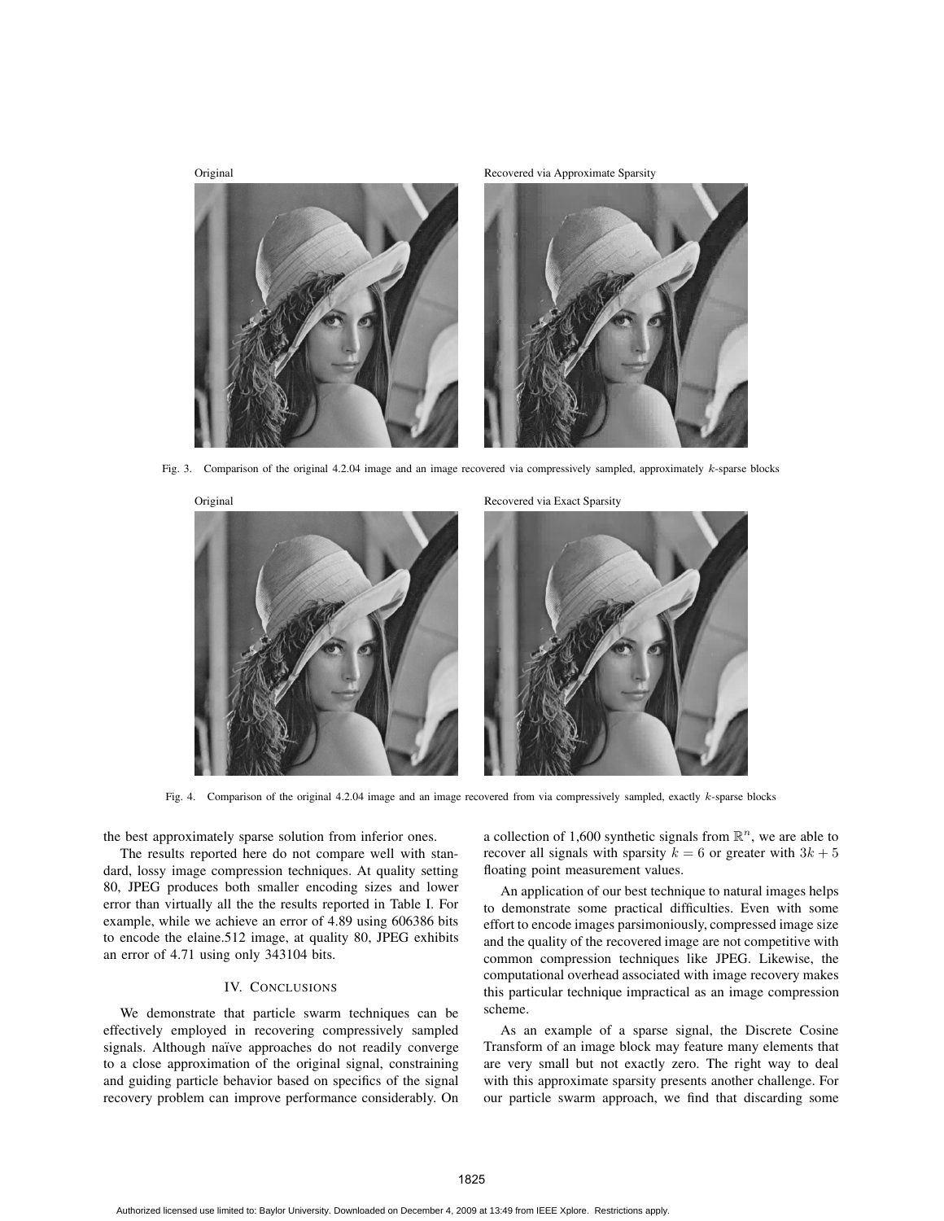Original

Recovered via Approximate Sparsity

Fig. 3. Comparison of the original 4.2.04 image and an image recovered via compressively sampled, approximately $k$-sparse blocks

Original

Recovered via Exact Sparsity

Fig. 4. Comparison of the original 4.2.04 image and an image recovered from via compressively sampled, exactly $k$-sparse blocks

the best approximately sparse solution from inferior ones.

The results reported here do not compare well with standard, lossy image compression techniques. At quality setting 80, JPEG produces both smaller encoding sizes and lower error than virtually all the the results reported in Table I. For example, while we achieve an error of 4.89 using 606386 bits to encode the elaine.512 image, at quality 80, JPEG exhibits an error of 4.71 using only 343104 bits.

## IV. Conclusions

We demonstrate that particle swarm techniques can be effectively employed in recovering compressively sampled signals. Although naïve approaches do not readily converge to a close approximation of the original signal, constraining and guiding particle behavior based on specifics of the signal recovery problem can improve performance considerably. On a collection of 1,600 synthetic signals from $\mathbb{R}^n$, we are able to recover all signals with sparsity $k = 6$ or greater with $3k + 5$ floating point measurement values.

An application of our best technique to natural images helps to demonstrate some practical difficulties. Even with some effort to encode images parsimoniously, compressed image size and the quality of the recovered image are not competitive with common compression techniques like JPEG. Likewise, the computational overhead associated with image recovery makes this particular technique impractical as an image compression scheme.

As an example of a sparse signal, the Discrete Cosine Transform of an image block may feature many elements that are very small but not exactly zero. The right way to deal with this approximate sparsity presents another challenge. For our particle swarm approach, we find that discarding some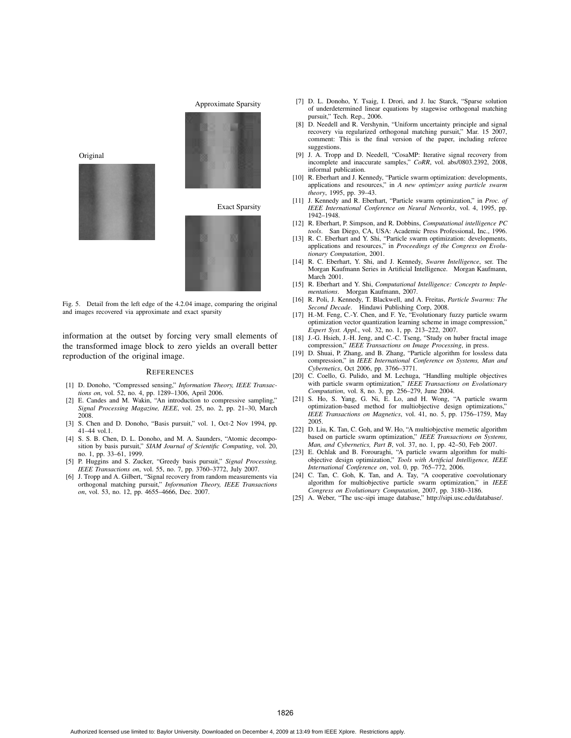Approximate Sparsity

Original

Exact Sparsity

Fig. 5. Detail from the left edge of the 4.2.04 image, comparing the original and images recovered via approximate and exact sparsity

information at the outset by forcing very small elements of the transformed image block to zero yields an overall better reproduction of the original image.

## REFERENCES

[1] D. Donoho, "Compressed sensing," *Information Theory, IEEE Transactions on*, vol. 52, no. 4, pp. 1289–1306, April 2006.

[2] E. Candes and M. Wakin, "An introduction to compressive sampling," *Signal Processing Magazine, IEEE*, vol. 25, no. 2, pp. 21–30, March 2008.

[3] S. Chen and D. Donoho, "Basis pursuit," vol. 1, Oct-2 Nov 1994, pp. 41–44 vol.1.

[4] S. S. B. Chen, D. L. Donoho, and M. A. Saunders, "Atomic decomposition by basis pursuit," *SIAM Journal of Scientific Computing*, vol. 20, no. 1, pp. 33–61, 1999.

[5] P. Huggins and S. Zucker, "Greedy basis pursuit," *Signal Processing, IEEE Transactions on*, vol. 55, no. 7, pp. 3760–3772, July 2007.

[6] J. Tropp and A. Gilbert, "Signal recovery from random measurements via orthogonal matching pursuit," *Information Theory, IEEE Transactions on*, vol. 53, no. 12, pp. 4655–4666, Dec. 2007.

[7] D. L. Donoho, Y. Tsaig, I. Drori, and J. luc Starck, "Sparse solution of underdetermined linear equations by stagewise orthogonal matching pursuit," Tech. Rep., 2006.

[8] D. Needell and R. Vershynin, "Uniform uncertainty principle and signal recovery via regularized orthogonal matching pursuit," Mar. 15 2007, comment: This is the final version of the paper, including referee suggestions.

[9] J. A. Tropp and D. Needell, "CosaMP: Iterative signal recovery from incomplete and inaccurate samples," *CoRR*, vol. abs/0803.2392, 2008, informal publication.

[10] R. Eberhart and J. Kennedy, "Particle swarm optimization: developments, applications and resources," in *A new optimizer using particle swarm theory*, 1995, pp. 39–43.

[11] J. Kennedy and R. Eberhart, "Particle swarm optimization," in *Proc. of IEEE International Conference on Neural Networks*, vol. 4, 1995, pp. 1942–1948.

[12] R. Eberhart, P. Simpson, and R. Dobbins, *Computational intelligence PC tools*. San Diego, CA, USA: Academic Press Professional, Inc., 1996.

[13] R. C. Eberhart and Y. Shi, "Particle swarm optimization: developments, applications and resources," in *Proceedings of the Congress on Evolutionary Computation*, 2001.

[14] R. C. Eberhart, Y. Shi, and J. Kennedy, *Swarm Intelligence*, ser. The Morgan Kaufmann Series in Artificial Intelligence. Morgan Kaufmann, March 2001.

[15] R. Eberhart and Y. Shi, *Computational Intelligence: Concepts to Implementations*. Morgan Kaufmann, 2007.

[16] R. Poli, J. Kennedy, T. Blackwell, and A. Freitas, *Particle Swarms: The Second Decade*. Hindawi Publishing Corp, 2008.

[17] H.-M. Feng, C.-Y. Chen, and F. Ye, "Evolutionary fuzzy particle swarm optimization vector quantization learning scheme in image compression," *Expert Syst. Appl.*, vol. 32, no. 1, pp. 213–222, 2007.

[18] J.-G. Hsieh, J.-H. Jeng, and C.-C. Tseng, "Study on huber fractal image compression," *IEEE Transactions on Image Processing*, in press.

[19] D. Shuai, P. Zhang, and B. Zhang, "Particle algorithm for lossless data compression," in *IEEE International Conference on Systems, Man and Cybernetics*, Oct 2006, pp. 3766–3771.

[20] C. Coello, G. Pulido, and M. Lechuga, "Handling multiple objectives with particle swarm optimization," *IEEE Transactions on Evolutionary Computation*, vol. 8, no. 3, pp. 256–279, June 2004.

[21] S. Ho, S. Yang, G. Ni, E. Lo, and H. Wong, "A particle swarm optimization-based method for multiobjective design optimizations," *IEEE Transactions on Magnetics*, vol. 41, no. 5, pp. 1756–1759, May 2005.

[22] D. Liu, K. Tan, C. Goh, and W. Ho, "A multiobjective memetic algorithm based on particle swarm optimization," *IEEE Transactions on Systems, Man, and Cybernetics, Part B*, vol. 37, no. 1, pp. 42–50, Feb 2007.

[23] E. Ochlak and B. Forouraghi, "A particle swarm algorithm for multiobjective design optimization," *Tools with Artificial Intelligence, IEEE International Conference on*, vol. 0, pp. 765–772, 2006.

[24] C. Tan, C. Goh, K. Tan, and A. Tay, "A cooperative coevolutionary algorithm for multiobjective particle swarm optimization," in *IEEE Congress on Evolutionary Computation*, 2007, pp. 3180–3186.

[25] A. Weber, "The usc-sipi image database," http://sipi.usc.edu/database/.